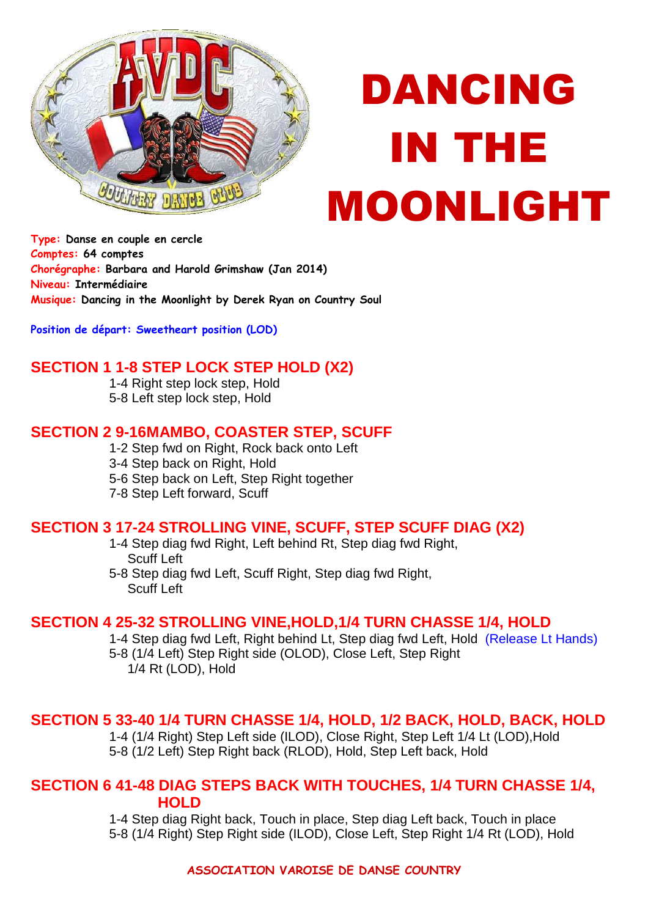# DANCING IN THE MOONLIGHT

**Type:** Danse en couple en cercle
**Comptes:** 64 comptes
**Chorégraphe:** Barbara and Harold Grimshaw (Jan 2014)
**Niveau:** Intermédiaire
**Musique:** Dancing in the Moonlight by Derek Ryan on Country Soul

**Position de départ: Sweetheart position (LOD)**

## SECTION 1 1-8 STEP LOCK STEP HOLD (X2)

1-4 Right step lock step, Hold
5-8 Left step lock step, Hold

## SECTION 2 9-16MAMBO, COASTER STEP, SCUFF

1-2 Step fwd on Right, Rock back onto Left
3-4 Step back on Right, Hold
5-6 Step back on Left, Step Right together
7-8 Step Left forward, Scuff

## SECTION 3 17-24 STROLLING VINE, SCUFF, STEP SCUFF DIAG (X2)

1-4 Step diag fwd Right, Left behind Rt, Step diag fwd Right, Scuff Left
5-8 Step diag fwd Left, Scuff Right, Step diag fwd Right, Scuff Left

## SECTION 4 25-32 STROLLING VINE,HOLD,1/4 TURN CHASSE 1/4, HOLD

1-4 Step diag fwd Left, Right behind Lt, Step diag fwd Left, Hold (Release Lt Hands)
5-8 (1/4 Left) Step Right side (OLOD), Close Left, Step Right 1/4 Rt (LOD), Hold

## SECTION 5 33-40 1/4 TURN CHASSE 1/4, HOLD, 1/2 BACK, HOLD, BACK, HOLD

1-4 (1/4 Right) Step Left side (ILOD), Close Right, Step Left 1/4 Lt (LOD),Hold
5-8 (1/2 Left) Step Right back (RLOD), Hold, Step Left back, Hold

## SECTION 6 41-48 DIAG STEPS BACK WITH TOUCHES, 1/4 TURN CHASSE 1/4, HOLD

1-4 Step diag Right back, Touch in place, Step diag Left back, Touch in place
5-8 (1/4 Right) Step Right side (ILOD), Close Left, Step Right 1/4 Rt (LOD), Hold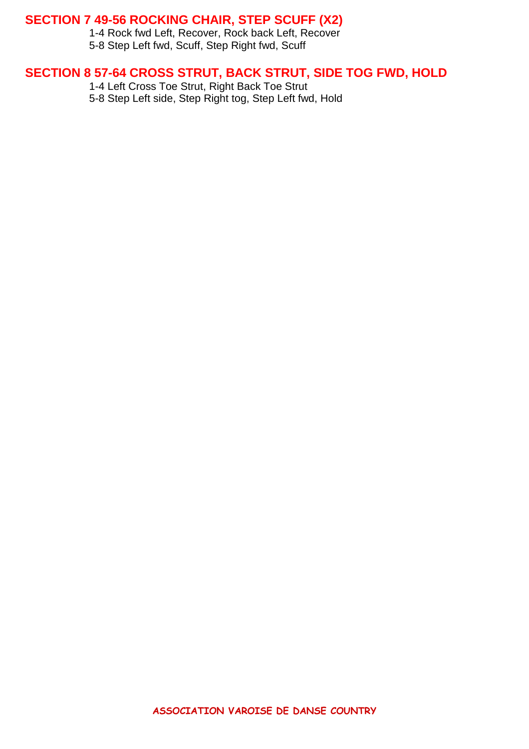## SECTION 7 49-56 ROCKING CHAIR, STEP SCUFF (X2)

1-4 Rock fwd Left, Recover, Rock back Left, Recover
5-8 Step Left fwd, Scuff, Step Right fwd, Scuff

## SECTION 8 57-64 CROSS STRUT, BACK STRUT, SIDE TOG FWD, HOLD

1-4 Left Cross Toe Strut, Right Back Toe Strut
5-8 Step Left side, Step Right tog, Step Left fwd, Hold

ASSOCIATION VAROISE DE DANSE COUNTRY